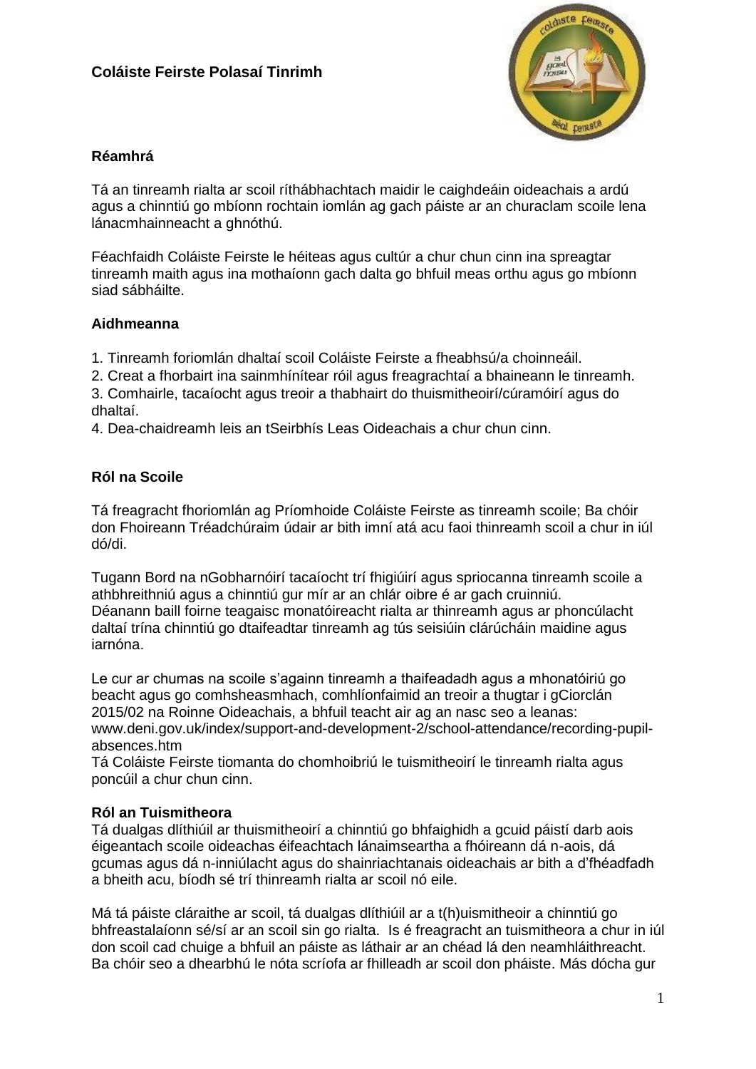# Coláiste Feirste Polasaí Tinrimh

## Réamhrá

Tá an tinreamh rialta ar scoil ríthábhachtach maidir le caighdeáin oideachais a ardú agus a chinntiú go mbíonn rochtain iomlán ag gach páiste ar an churaclam scoile lena lánacmhainneacht a ghnóthú.

Féachfaidh Coláiste Feirste le héiteas agus cultúr a chur chun cinn ina spreagtar tinreamh maith agus ina mothaíonn gach dalta go bhfuil meas orthu agus go mbíonn siad sábháilte.

## Aidhmeanna

1. Tinreamh foriomlán dhaltaí scoil Coláiste Feirste a fheabhsú/a choinneáil.
2. Creat a fhorbairt ina sainmhínítear róil agus freagrachtaí a bhaineann le tinreamh.
3. Comhairle, tacaíocht agus treoir a thabhairt do thuismitheoirí/cúramóirí agus do dhaltaí.
4. Dea-chaidreamh leis an tSeirbhís Leas Oideachais a chur chun cinn.

## Ról na Scoile

Tá freagracht fhoriomlán ag Príomhoide Coláiste Feirste as tinreamh scoile; Ba chóir don Fhoireann Tréadchúraim údair ar bith imní atá acu faoi thinreamh scoil a chur in iúl dó/di.

Tugann Bord na nGobharnóirí tacaíocht trí fhigiúirí agus spriocanna tinreamh scoile a athbhreithniú agus a chinntiú gur mír ar an chlár oibre é ar gach cruinniú.
Déanann baill foirne teagaisc monatóireacht rialta ar thinreamh agus ar phoncúlacht daltaí trína chinntiú go dtaifeadtar tinreamh ag tús seisiúin clárúcháin maidine agus iarnóna.

Le cur ar chumas na scoile s'againn tinreamh a thaifeadadh agus a mhonatóiriú go beacht agus go comhsheasmhach, comhlíonfaimid an treoir a thugtar i gCiorclán 2015/02 na Roinne Oideachais, a bhfuil teacht air ag an nasc seo a leanas: www.deni.gov.uk/index/support-and-development-2/school-attendance/recording-pupil-absences.htm
Tá Coláiste Feirste tiomanta do chomhoibriú le tuismitheoirí le tinreamh rialta agus poncúil a chur chun cinn.

## Ról an Tuismitheora

Tá dualgas dlíthiúil ar thuismitheoirí a chinntiú go bhfaighidh a gcuid páistí darb aois éigeantach scoile oideachas éifeachtach lánaimseartha a fhóireann dá n-aois, dá gcumas agus dá n-inniúlacht agus do shainriachtanais oideachais ar bith a d'fhéadfadh a bheith acu, bíodh sé trí thinreamh rialta ar scoil nó eile.

Má tá páiste cláraithe ar scoil, tá dualgas dlíthiúil ar a t(h)uismitheoir a chinntiú go bhfreastalaíonn sé/sí ar an scoil sin go rialta. Is é freagracht an tuismitheora a chur in iúl don scoil cad chuige a bhfuil an páiste as láthair ar an chéad lá den neamhláithreacht. Ba chóir seo a dhearbhú le nóta scríofa ar fhilleadh ar scoil don pháiste. Más dócha gur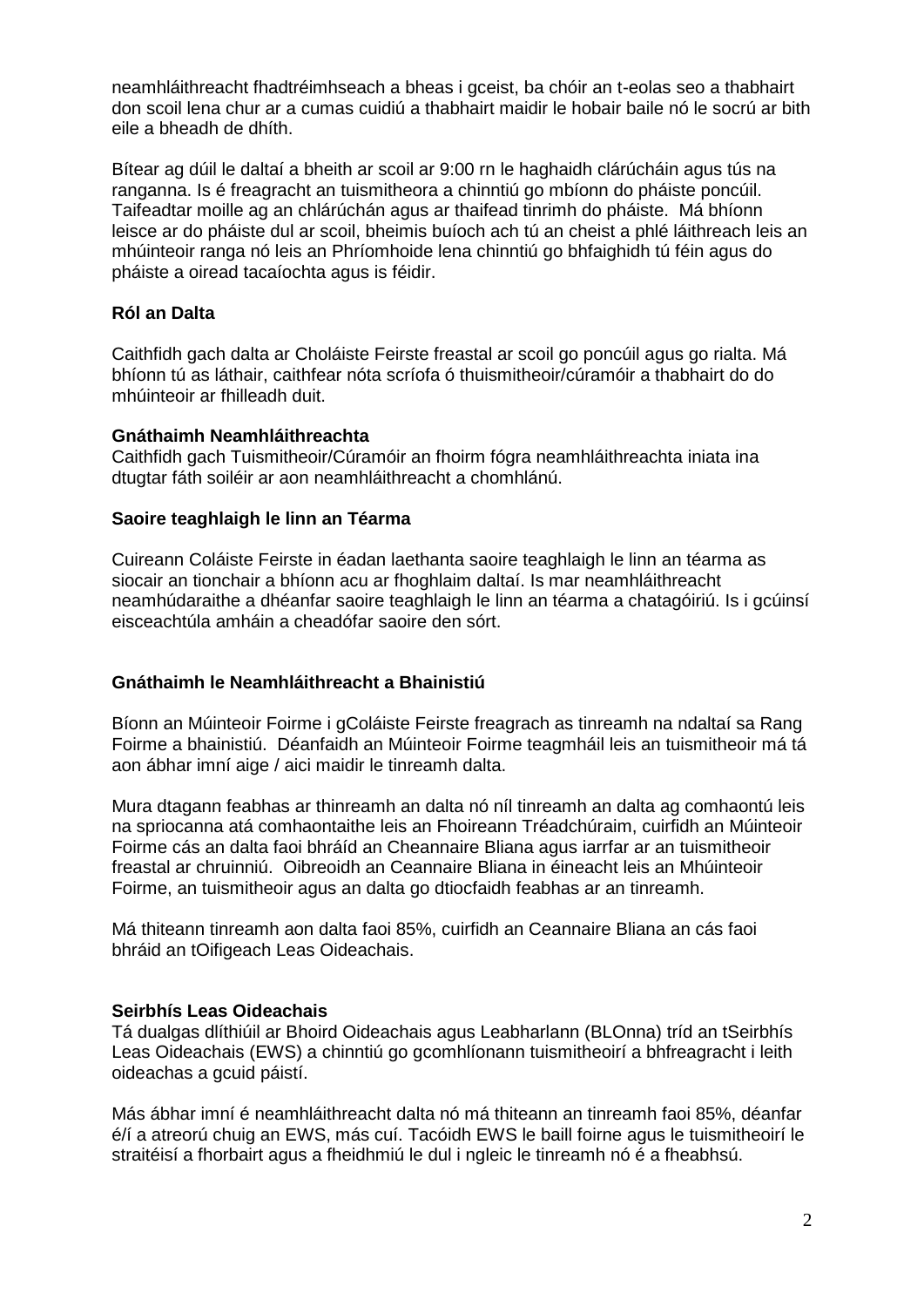neamhláithreacht fhadtréimhseach a bheas i gceist, ba chóir an t-eolas seo a thabhairt don scoil lena chur ar a cumas cuidiú a thabhairt maidir le hobair baile nó le socrú ar bith eile a bheadh de dhíth.

Bítear ag dúil le daltaí a bheith ar scoil ar 9:00 rn le haghaidh clárúcháin agus tús na ranganna. Is é freagracht an tuismitheora a chinntiú go mbíonn do pháiste poncúil. Taifeadtar moille ag an chlárúchán agus ar thaifead tinrimh do pháiste. Má bhíonn leisce ar do pháiste dul ar scoil, bheimis buíoch ach tú an cheist a phlé láithreach leis an mhúinteoir ranga nó leis an Phríomhoide lena chinntiú go bhfaighidh tú féin agus do pháiste a oiread tacaíochta agus is féidir.

**Ról an Dalta**

Caithfidh gach dalta ar Choláiste Feirste freastal ar scoil go poncúil agus go rialta. Má bhíonn tú as láthair, caithfear nóta scríofa ó thuismitheoir/cúramóir a thabhairt do do mhúinteoir ar fhilleadh duit.

**Gnáthaimh Neamhláithreachta**

Caithfidh gach Tuismitheoir/Cúramóir an fhoirm fógra neamhláithreachta iniata ina dtugtar fáth soiléir ar aon neamhláithreacht a chomhlánú.

**Saoire teaghlaigh le linn an Téarma**

Cuireann Coláiste Feirste in éadan laethanta saoire teaghlaigh le linn an téarma as siocair an tionchair a bhíonn acu ar fhoghlaim daltaí. Is mar neamhláithreacht neamhúdaraithe a dhéanfar saoire teaghlaigh le linn an téarma a chatagóiriú. Is i gcúinsí eisceachtúla amháin a cheadófar saoire den sórt.

**Gnáthaimh le Neamhláithreacht a Bhainistiú**

Bíonn an Múinteoir Foirme i gColáiste Feirste freagrach as tinreamh na ndaltaí sa Rang Foirme a bhainistiú. Déanfaidh an Múinteoir Foirme teagmháil leis an tuismitheoir má tá aon ábhar imní aige / aici maidir le tinreamh dalta.

Mura dtagann feabhas ar thinreamh an dalta nó níl tinreamh an dalta ag comhaontú leis na spriocanna atá comhaontaithe leis an Fhoireann Tréadchúraim, cuirfidh an Múinteoir Foirme cás an dalta faoi bhráíd an Cheannaire Bliana agus iarrfar ar an tuismitheoir freastal ar chruinniú. Oibreoidh an Ceannaire Bliana in éineacht leis an Mhúinteoir Foirme, an tuismitheoir agus an dalta go dtiocfaidh feabhas ar an tinreamh.

Má thiteann tinreamh aon dalta faoi 85%, cuirfidh an Ceannaire Bliana an cás faoi bhráid an tOifigeach Leas Oideachais.

**Seirbhís Leas Oideachais**

Tá dualgas dlíthiúil ar Bhoird Oideachais agus Leabharlann (BLOnna) tríd an tSeirbhís Leas Oideachais (EWS) a chinntiú go gcomhlíonann tuismitheoirí a bhfreagracht i leith oideachas a gcuid páistí.

Más ábhar imní é neamhláithreacht dalta nó má thiteann an tinreamh faoi 85%, déanfar é/í a atreorú chuig an EWS, más cuí. Tacóidh EWS le baill foirne agus le tuismitheoirí le straitéisí a fhorbairt agus a fheidhmiú le dul i ngleic le tinreamh nó é a fheabhsú.